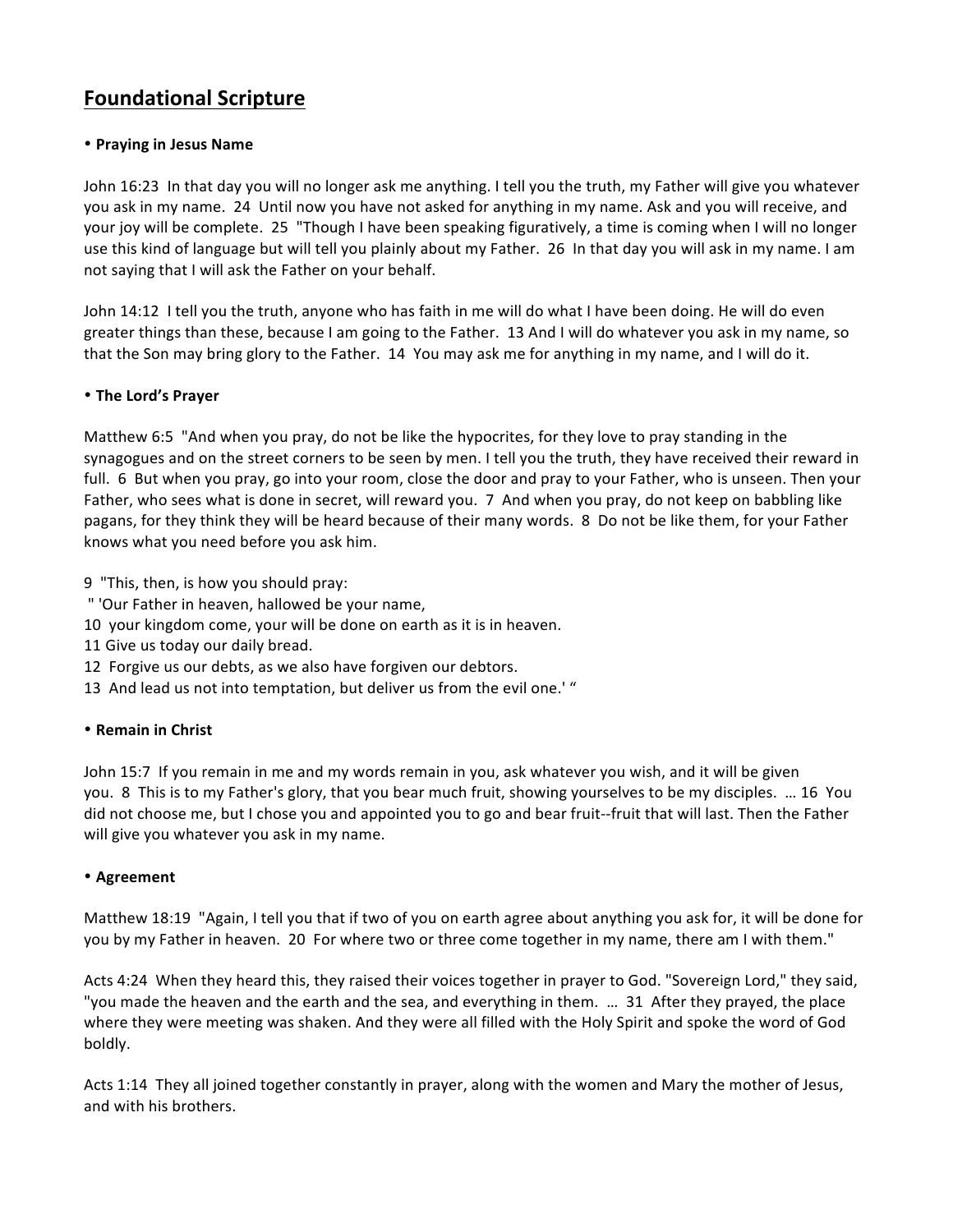# Foundational Scripture

- **Praying in Jesus Name**

John 16:23 In that day you will no longer ask me anything. I tell you the truth, my Father will give you whatever you ask in my name. 24 Until now you have not asked for anything in my name. Ask and you will receive, and your joy will be complete. 25 "Though I have been speaking figuratively, a time is coming when I will no longer use this kind of language but will tell you plainly about my Father. 26 In that day you will ask in my name. I am not saying that I will ask the Father on your behalf.

John 14:12 I tell you the truth, anyone who has faith in me will do what I have been doing. He will do even greater things than these, because I am going to the Father. 13 And I will do whatever you ask in my name, so that the Son may bring glory to the Father. 14 You may ask me for anything in my name, and I will do it.

- **The Lord's Prayer**

Matthew 6:5 "And when you pray, do not be like the hypocrites, for they love to pray standing in the synagogues and on the street corners to be seen by men. I tell you the truth, they have received their reward in full. 6 But when you pray, go into your room, close the door and pray to your Father, who is unseen. Then your Father, who sees what is done in secret, will reward you. 7 And when you pray, do not keep on babbling like pagans, for they think they will be heard because of their many words. 8 Do not be like them, for your Father knows what you need before you ask him.

9 "This, then, is how you should pray:
" 'Our Father in heaven, hallowed be your name,
10 your kingdom come, your will be done on earth as it is in heaven.
11 Give us today our daily bread.
12 Forgive us our debts, as we also have forgiven our debtors.
13 And lead us not into temptation, but deliver us from the evil one.' "

- **Remain in Christ**

John 15:7 If you remain in me and my words remain in you, ask whatever you wish, and it will be given you. 8 This is to my Father's glory, that you bear much fruit, showing yourselves to be my disciples. … 16 You did not choose me, but I chose you and appointed you to go and bear fruit--fruit that will last. Then the Father will give you whatever you ask in my name.

- **Agreement**

Matthew 18:19 "Again, I tell you that if two of you on earth agree about anything you ask for, it will be done for you by my Father in heaven. 20 For where two or three come together in my name, there am I with them."

Acts 4:24 When they heard this, they raised their voices together in prayer to God. "Sovereign Lord," they said, "you made the heaven and the earth and the sea, and everything in them. … 31 After they prayed, the place where they were meeting was shaken. And they were all filled with the Holy Spirit and spoke the word of God boldly.

Acts 1:14 They all joined together constantly in prayer, along with the women and Mary the mother of Jesus, and with his brothers.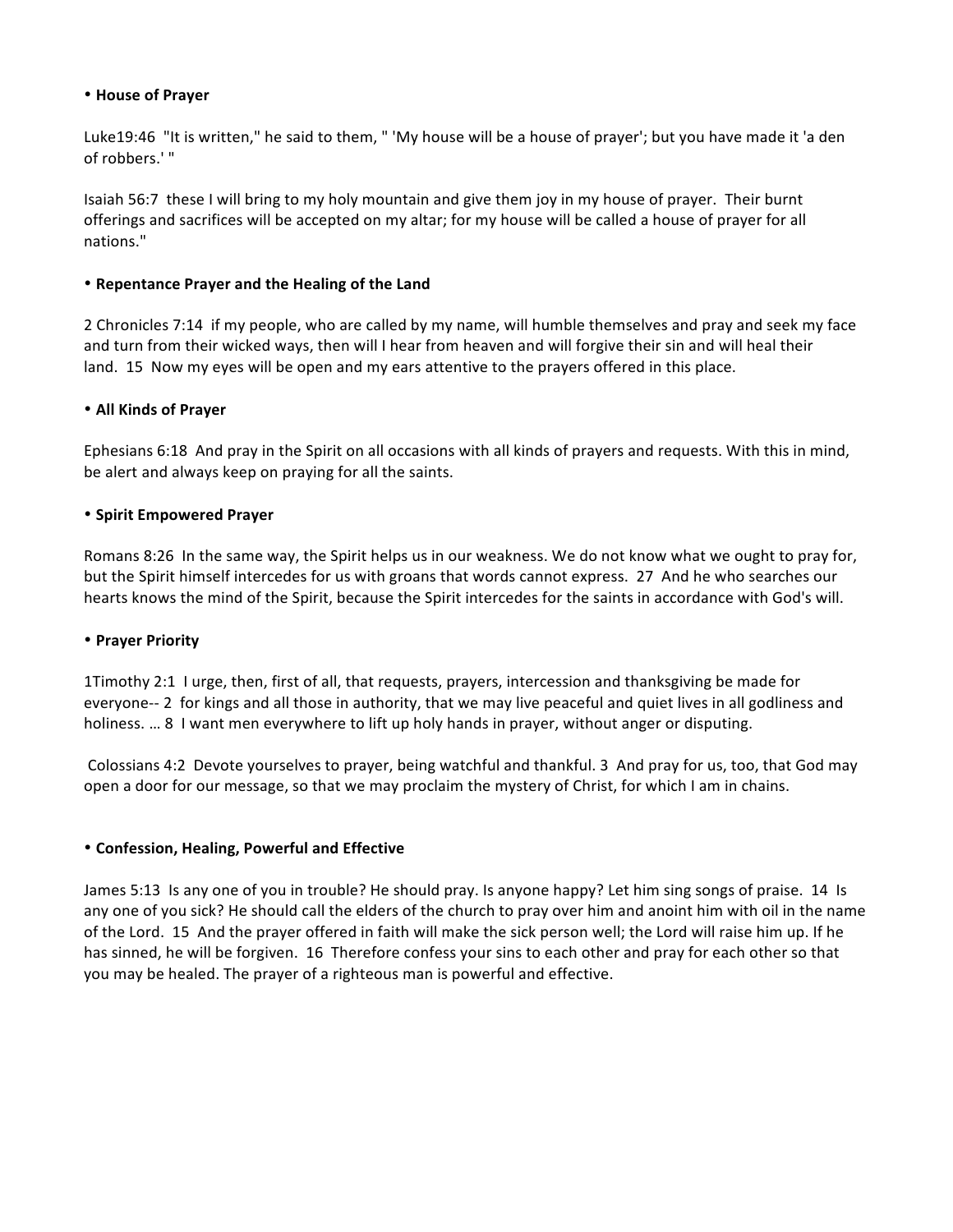• **House of Prayer**

Luke19:46 "It is written," he said to them, " 'My house will be a house of prayer'; but you have made it 'a den of robbers.' "

Isaiah 56:7 these I will bring to my holy mountain and give them joy in my house of prayer. Their burnt offerings and sacrifices will be accepted on my altar; for my house will be called a house of prayer for all nations."

• **Repentance Prayer and the Healing of the Land**

2 Chronicles 7:14 if my people, who are called by my name, will humble themselves and pray and seek my face and turn from their wicked ways, then will I hear from heaven and will forgive their sin and will heal their land. 15 Now my eyes will be open and my ears attentive to the prayers offered in this place.

• **All Kinds of Prayer**

Ephesians 6:18 And pray in the Spirit on all occasions with all kinds of prayers and requests. With this in mind, be alert and always keep on praying for all the saints.

• **Spirit Empowered Prayer**

Romans 8:26 In the same way, the Spirit helps us in our weakness. We do not know what we ought to pray for, but the Spirit himself intercedes for us with groans that words cannot express. 27 And he who searches our hearts knows the mind of the Spirit, because the Spirit intercedes for the saints in accordance with God's will.

• **Prayer Priority**

1Timothy 2:1 I urge, then, first of all, that requests, prayers, intercession and thanksgiving be made for everyone-- 2 for kings and all those in authority, that we may live peaceful and quiet lives in all godliness and holiness. … 8 I want men everywhere to lift up holy hands in prayer, without anger or disputing.

Colossians 4:2 Devote yourselves to prayer, being watchful and thankful. 3 And pray for us, too, that God may open a door for our message, so that we may proclaim the mystery of Christ, for which I am in chains.

• **Confession, Healing, Powerful and Effective**

James 5:13 Is any one of you in trouble? He should pray. Is anyone happy? Let him sing songs of praise. 14 Is any one of you sick? He should call the elders of the church to pray over him and anoint him with oil in the name of the Lord. 15 And the prayer offered in faith will make the sick person well; the Lord will raise him up. If he has sinned, he will be forgiven. 16 Therefore confess your sins to each other and pray for each other so that you may be healed. The prayer of a righteous man is powerful and effective.